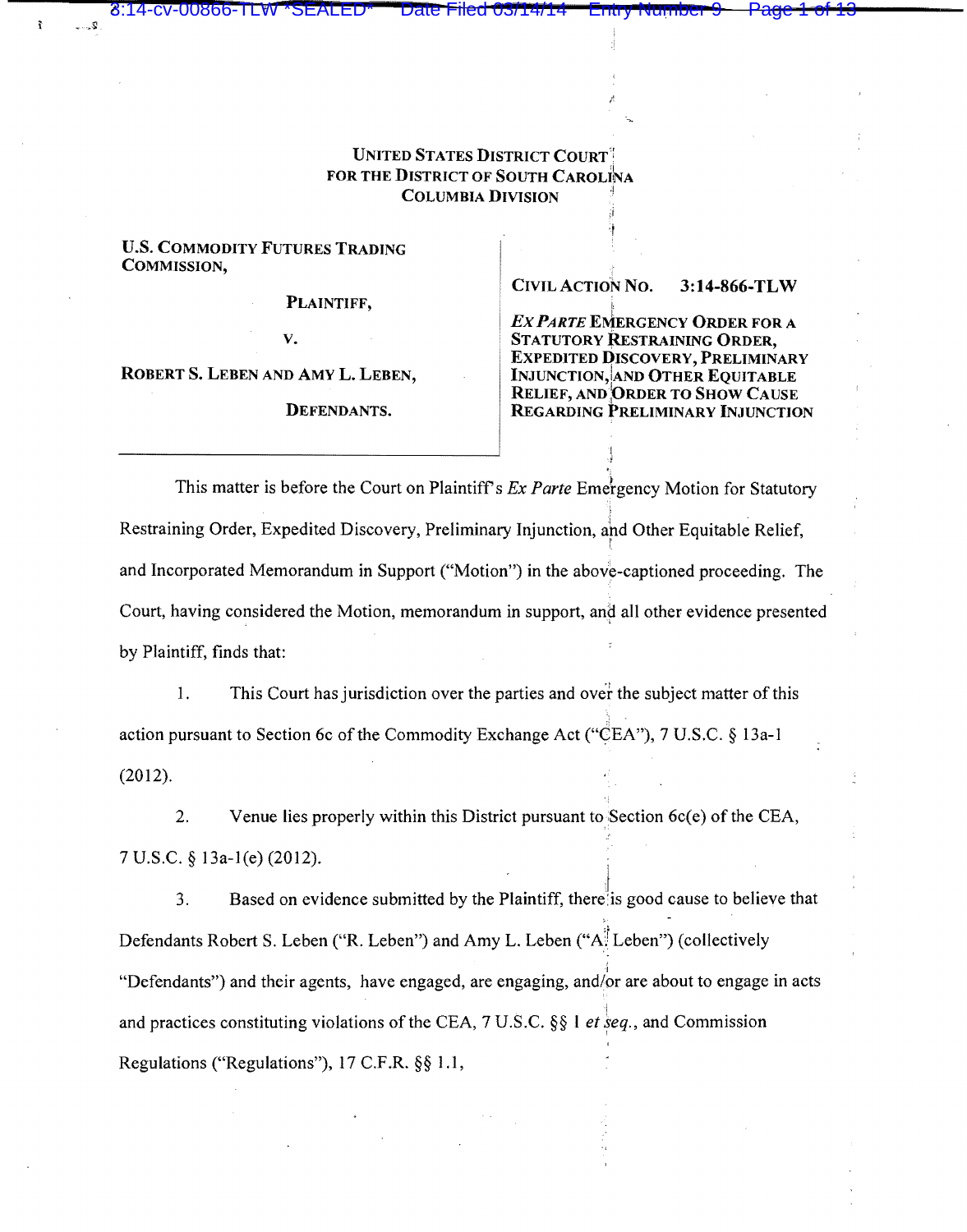UNITED STATES DISTRICT COURT
FOR THE DISTRICT OF SOUTH CAROLINA
COLUMBIA DIVISION

| | |
|---|---|
| **U.S. COMMODITY FUTURES TRADING COMMISSION,** <br><br> **PLAINTIFF,** <br><br> **V.** <br><br> **ROBERT S. LEBEN AND AMY L. LEBEN,** <br><br> **DEFENDANTS.** | **CIVIL ACTION NO. 3:14-866-TLW** <br><br> ***EX PARTE* EMERGENCY ORDER FOR A STATUTORY RESTRAINING ORDER, EXPEDITED DISCOVERY, PRELIMINARY INJUNCTION, AND OTHER EQUITABLE RELIEF, AND ORDER TO SHOW CAUSE REGARDING PRELIMINARY INJUNCTION** |

This matter is before the Court on Plaintiff's *Ex Parte* Emergency Motion for Statutory Restraining Order, Expedited Discovery, Preliminary Injunction, and Other Equitable Relief, and Incorporated Memorandum in Support ("Motion") in the above-captioned proceeding. The Court, having considered the Motion, memorandum in support, and all other evidence presented by Plaintiff, finds that:

1. This Court has jurisdiction over the parties and over the subject matter of this action pursuant to Section 6c of the Commodity Exchange Act ("CEA"), 7 U.S.C. § 13a-1 (2012).

2. Venue lies properly within this District pursuant to Section 6c(e) of the CEA, 7 U.S.C. § 13a-1(e) (2012).

3. Based on evidence submitted by the Plaintiff, there is good cause to believe that Defendants Robert S. Leben ("R. Leben") and Amy L. Leben ("A. Leben") (collectively "Defendants") and their agents, have engaged, are engaging, and/or are about to engage in acts and practices constituting violations of the CEA, 7 U.S.C. §§ 1 *et seq.*, and Commission Regulations ("Regulations"), 17 C.F.R. §§ 1.1,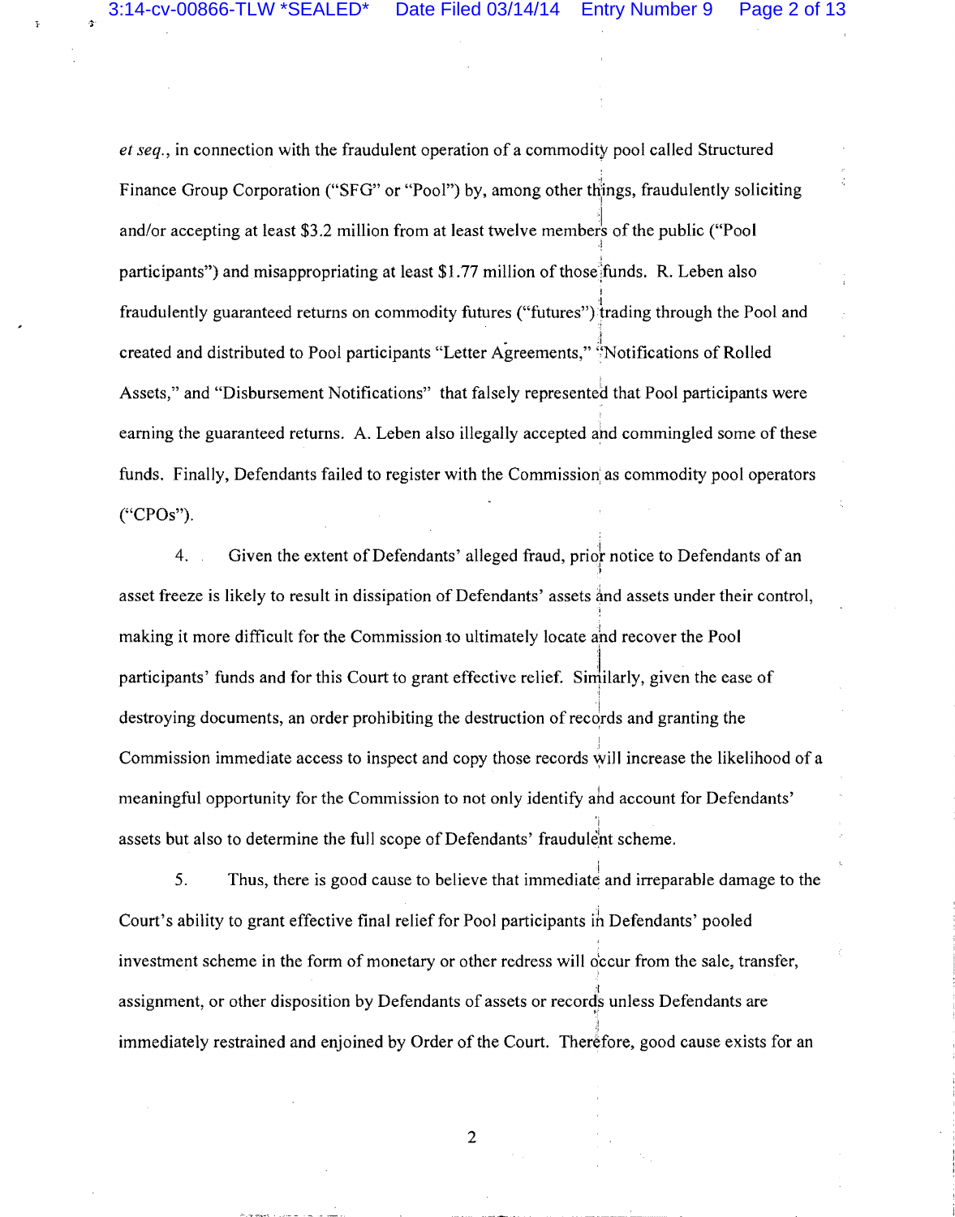*et seq.*, in connection with the fraudulent operation of a commodity pool called Structured Finance Group Corporation ("SFG" or "Pool") by, among other things, fraudulently soliciting and/or accepting at least $3.2 million from at least twelve members of the public ("Pool participants") and misappropriating at least $1.77 million of those funds. R. Leben also fraudulently guaranteed returns on commodity futures ("futures") trading through the Pool and created and distributed to Pool participants "Letter Agreements," "Notifications of Rolled Assets," and "Disbursement Notifications" that falsely represented that Pool participants were earning the guaranteed returns. A. Leben also illegally accepted and commingled some of these funds. Finally, Defendants failed to register with the Commission as commodity pool operators ("CPOs").

4. Given the extent of Defendants' alleged fraud, prior notice to Defendants of an asset freeze is likely to result in dissipation of Defendants' assets and assets under their control, making it more difficult for the Commission to ultimately locate and recover the Pool participants' funds and for this Court to grant effective relief. Similarly, given the ease of destroying documents, an order prohibiting the destruction of records and granting the Commission immediate access to inspect and copy those records will increase the likelihood of a meaningful opportunity for the Commission to not only identify and account for Defendants' assets but also to determine the full scope of Defendants' fraudulent scheme.

5. Thus, there is good cause to believe that immediate and irreparable damage to the Court's ability to grant effective final relief for Pool participants in Defendants' pooled investment scheme in the form of monetary or other redress will occur from the sale, transfer, assignment, or other disposition by Defendants of assets or records unless Defendants are immediately restrained and enjoined by Order of the Court. Therefore, good cause exists for an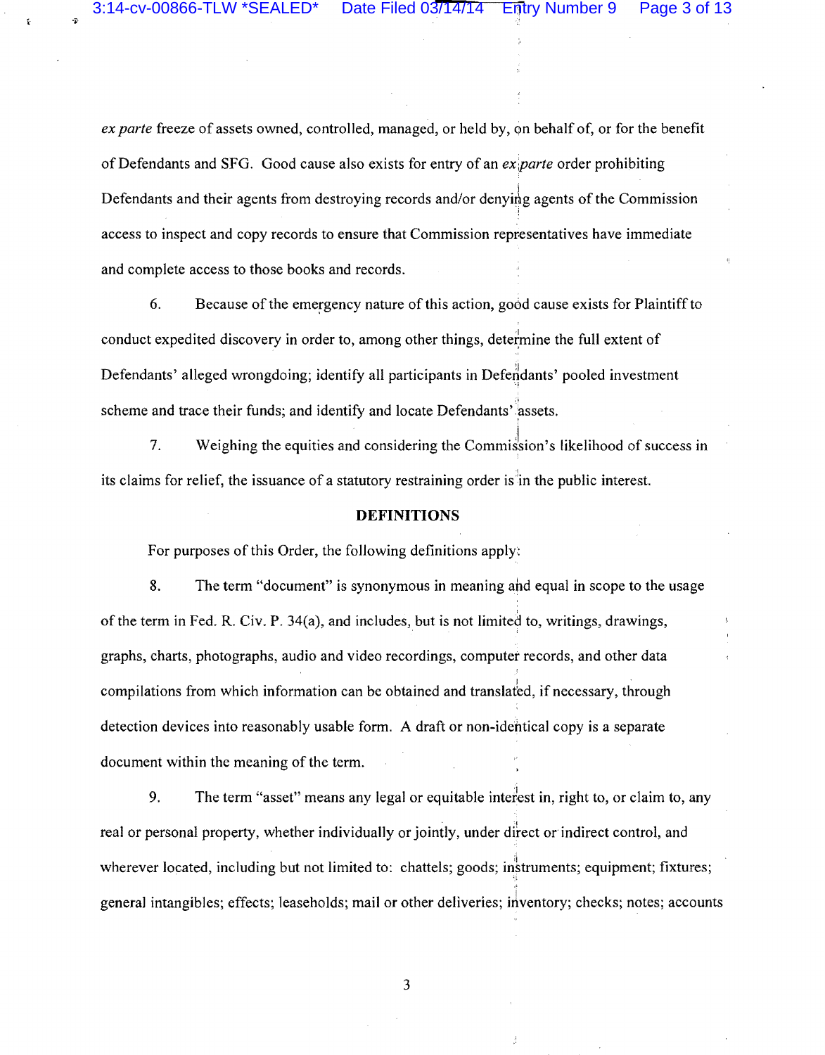*ex parte* freeze of assets owned, controlled, managed, or held by, on behalf of, or for the benefit of Defendants and SFG. Good cause also exists for entry of an *ex parte* order prohibiting Defendants and their agents from destroying records and/or denying agents of the Commission access to inspect and copy records to ensure that Commission representatives have immediate and complete access to those books and records.

6. Because of the emergency nature of this action, good cause exists for Plaintiff to conduct expedited discovery in order to, among other things, determine the full extent of Defendants' alleged wrongdoing; identify all participants in Defendants' pooled investment scheme and trace their funds; and identify and locate Defendants' assets.

7. Weighing the equities and considering the Commission's likelihood of success in its claims for relief, the issuance of a statutory restraining order is in the public interest.

## DEFINITIONS

For purposes of this Order, the following definitions apply:

8. The term "document" is synonymous in meaning and equal in scope to the usage of the term in Fed. R. Civ. P. 34(a), and includes, but is not limited to, writings, drawings, graphs, charts, photographs, audio and video recordings, computer records, and other data compilations from which information can be obtained and translated, if necessary, through detection devices into reasonably usable form. A draft or non-identical copy is a separate document within the meaning of the term.

9. The term "asset" means any legal or equitable interest in, right to, or claim to, any real or personal property, whether individually or jointly, under direct or indirect control, and wherever located, including but not limited to: chattels; goods; instruments; equipment; fixtures; general intangibles; effects; leaseholds; mail or other deliveries; inventory; checks; notes; accounts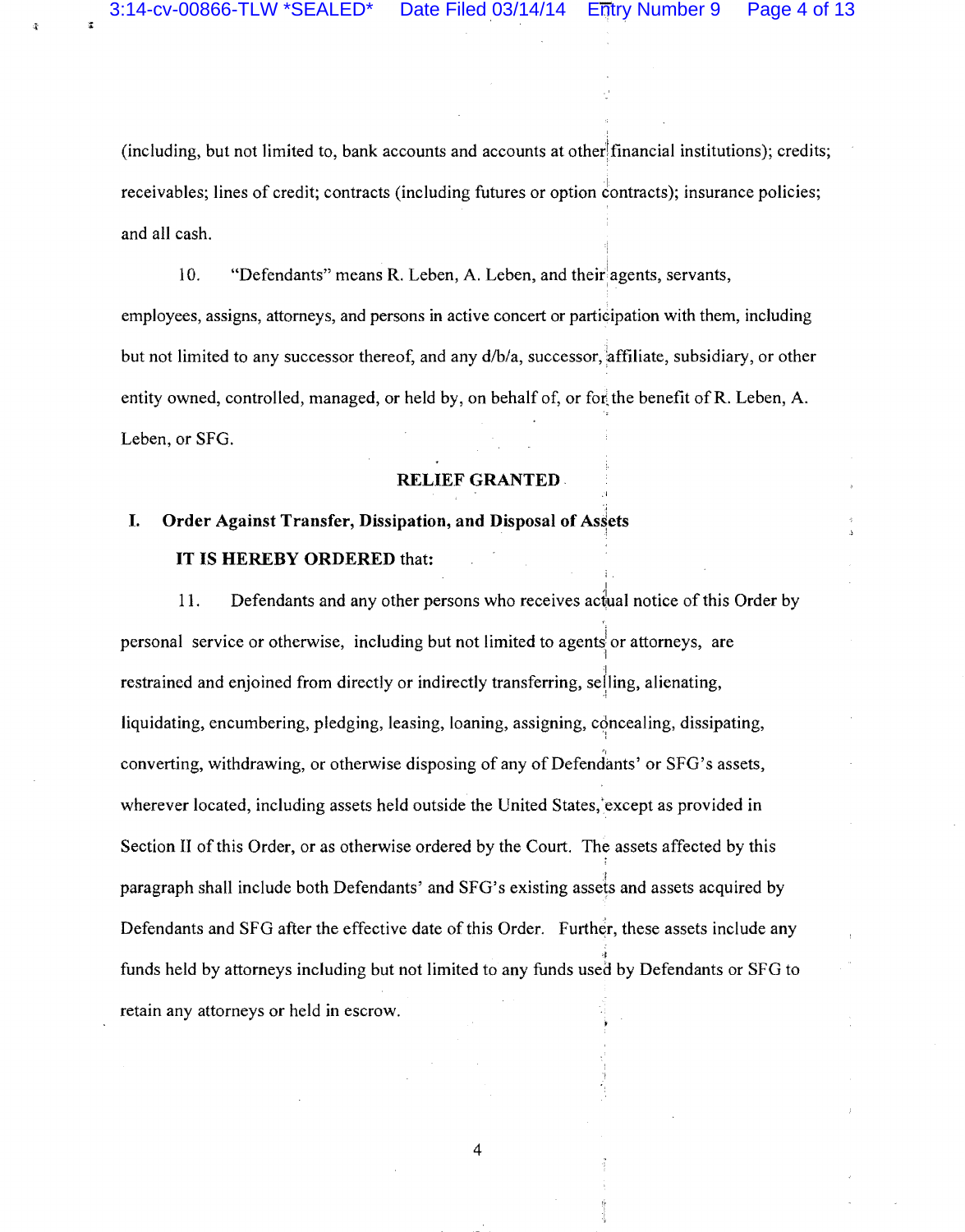(including, but not limited to, bank accounts and accounts at other financial institutions); credits; receivables; lines of credit; contracts (including futures or option contracts); insurance policies; and all cash.

10. "Defendants" means R. Leben, A. Leben, and their agents, servants, employees, assigns, attorneys, and persons in active concert or participation with them, including but not limited to any successor thereof, and any d/b/a, successor, affiliate, subsidiary, or other entity owned, controlled, managed, or held by, on behalf of, or for the benefit of R. Leben, A. Leben, or SFG.

## RELIEF GRANTED

### I. Order Against Transfer, Dissipation, and Disposal of Assets

**IT IS HEREBY ORDERED** that:

11. Defendants and any other persons who receives actual notice of this Order by personal service or otherwise, including but not limited to agents or attorneys, are restrained and enjoined from directly or indirectly transferring, selling, alienating, liquidating, encumbering, pledging, leasing, loaning, assigning, concealing, dissipating, converting, withdrawing, or otherwise disposing of any of Defendants' or SFG's assets, wherever located, including assets held outside the United States, except as provided in Section II of this Order, or as otherwise ordered by the Court. The assets affected by this paragraph shall include both Defendants' and SFG's existing assets and assets acquired by Defendants and SFG after the effective date of this Order. Further, these assets include any funds held by attorneys including but not limited to any funds used by Defendants or SFG to retain any attorneys or held in escrow.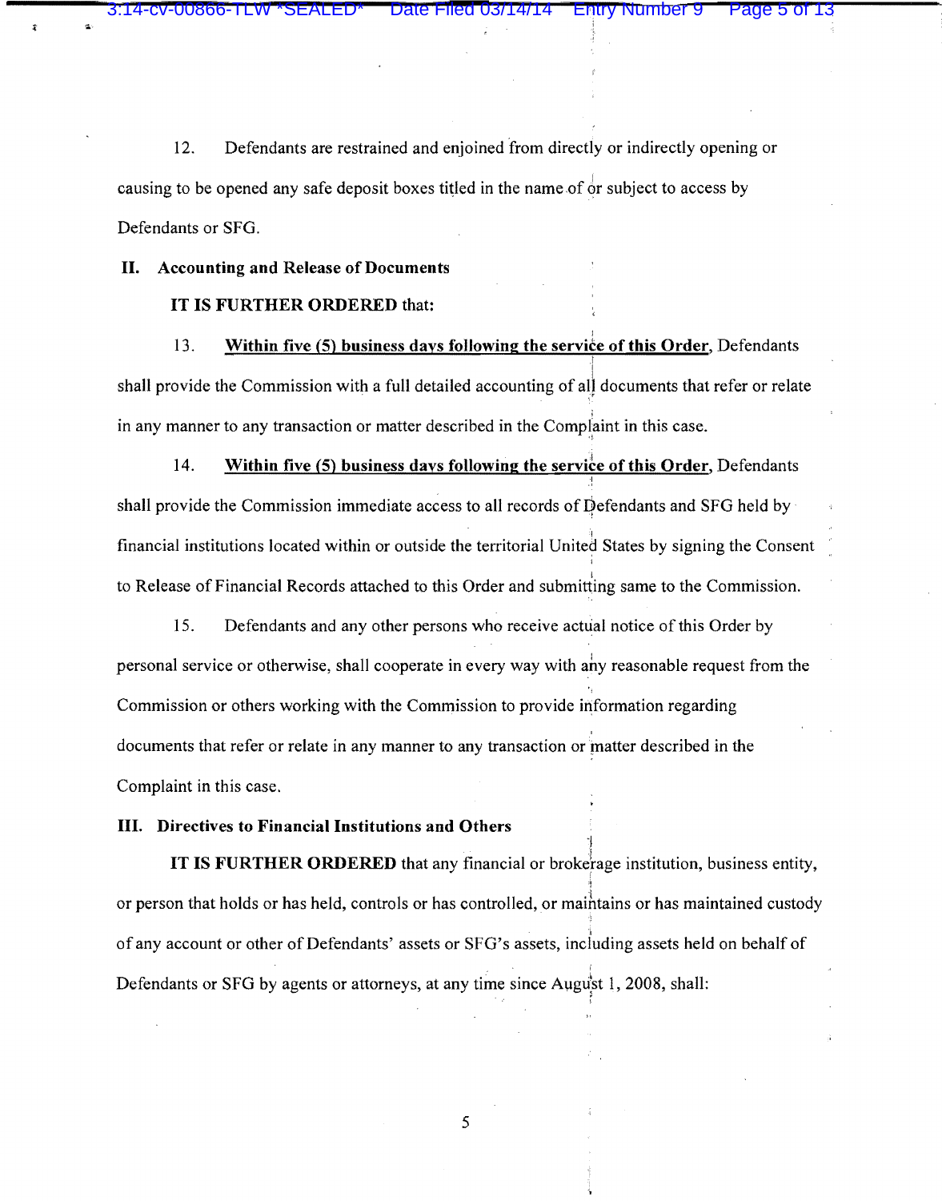12. Defendants are restrained and enjoined from directly or indirectly opening or causing to be opened any safe deposit boxes titled in the name of or subject to access by Defendants or SFG.

## II. Accounting and Release of Documents

**IT IS FURTHER ORDERED** that:

13. **Within five (5) business days following the service of this Order**, Defendants shall provide the Commission with a full detailed accounting of all documents that refer or relate in any manner to any transaction or matter described in the Complaint in this case.

14. **Within five (5) business days following the service of this Order**, Defendants shall provide the Commission immediate access to all records of Defendants and SFG held by financial institutions located within or outside the territorial United States by signing the Consent to Release of Financial Records attached to this Order and submitting same to the Commission.

15. Defendants and any other persons who receive actual notice of this Order by personal service or otherwise, shall cooperate in every way with any reasonable request from the Commission or others working with the Commission to provide information regarding documents that refer or relate in any manner to any transaction or matter described in the Complaint in this case.

## III. Directives to Financial Institutions and Others

**IT IS FURTHER ORDERED** that any financial or brokerage institution, business entity, or person that holds or has held, controls or has controlled, or maintains or has maintained custody of any account or other of Defendants' assets or SFG's assets, including assets held on behalf of Defendants or SFG by agents or attorneys, at any time since August 1, 2008, shall: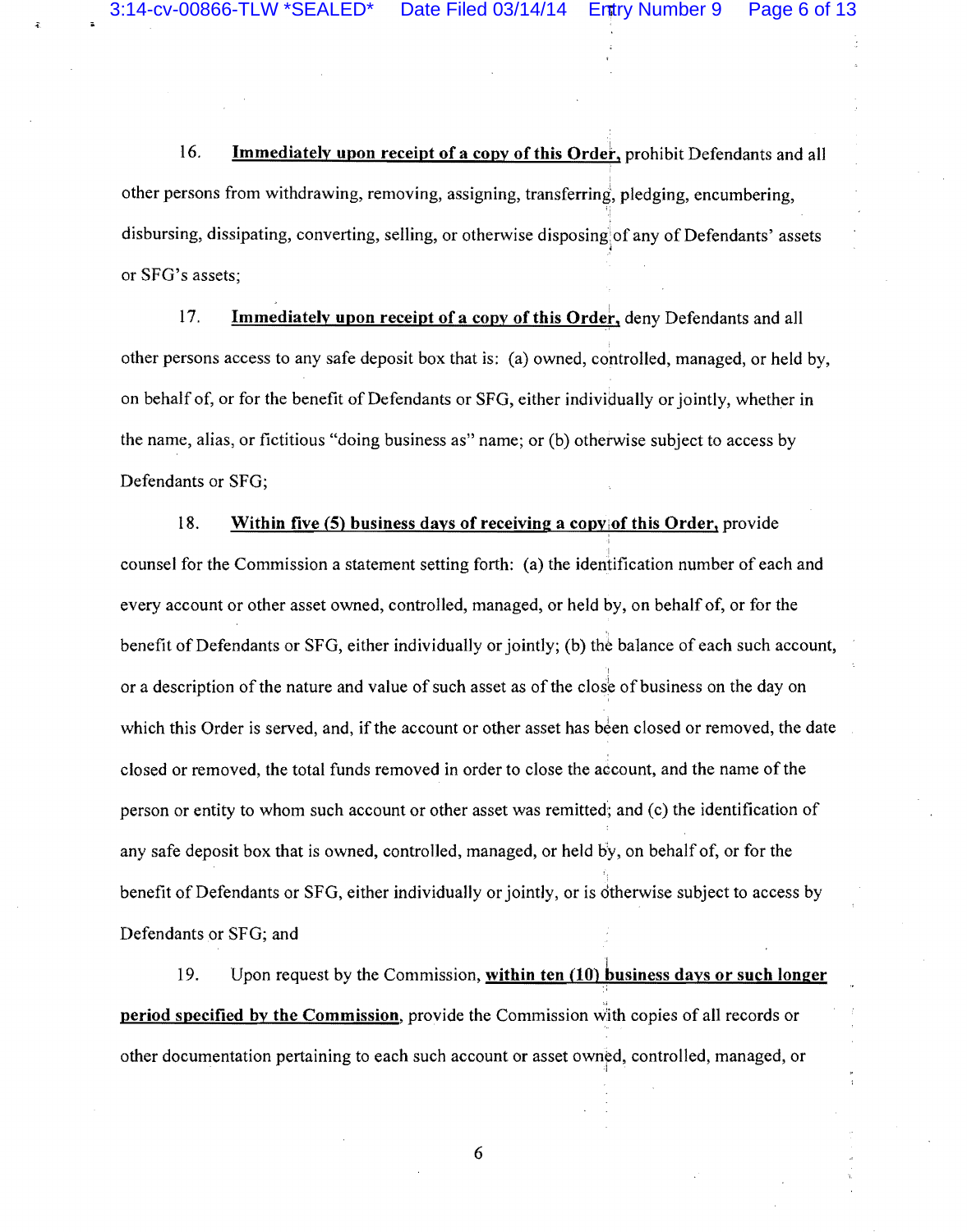16. **Immediately upon receipt of a copy of this Order**, prohibit Defendants and all other persons from withdrawing, removing, assigning, transferring, pledging, encumbering, disbursing, dissipating, converting, selling, or otherwise disposing of any of Defendants' assets or SFG's assets;

17. **Immediately upon receipt of a copy of this Order**, deny Defendants and all other persons access to any safe deposit box that is: (a) owned, controlled, managed, or held by, on behalf of, or for the benefit of Defendants or SFG, either individually or jointly, whether in the name, alias, or fictitious "doing business as" name; or (b) otherwise subject to access by Defendants or SFG;

18. **Within five (5) business days of receiving a copy of this Order**, provide counsel for the Commission a statement setting forth: (a) the identification number of each and every account or other asset owned, controlled, managed, or held by, on behalf of, or for the benefit of Defendants or SFG, either individually or jointly; (b) the balance of each such account, or a description of the nature and value of such asset as of the close of business on the day on which this Order is served, and, if the account or other asset has been closed or removed, the date closed or removed, the total funds removed in order to close the account, and the name of the person or entity to whom such account or other asset was remitted; and (c) the identification of any safe deposit box that is owned, controlled, managed, or held by, on behalf of, or for the benefit of Defendants or SFG, either individually or jointly, or is otherwise subject to access by Defendants or SFG; and

19. Upon request by the Commission, **within ten (10) business days or such longer period specified by the Commission**, provide the Commission with copies of all records or other documentation pertaining to each such account or asset owned, controlled, managed, or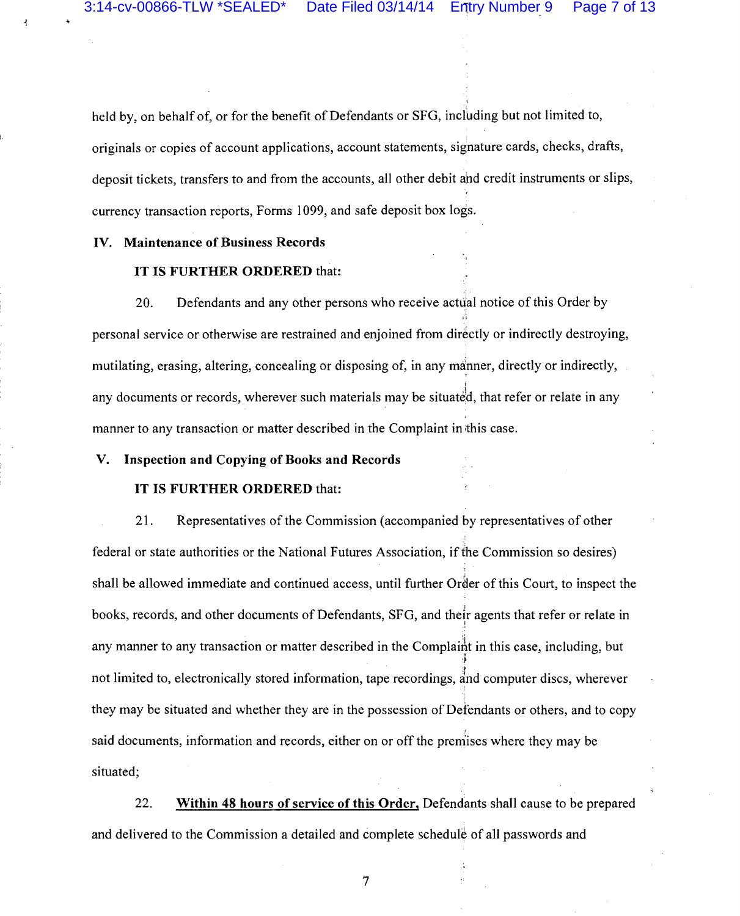held by, on behalf of, or for the benefit of Defendants or SFG, including but not limited to, originals or copies of account applications, account statements, signature cards, checks, drafts, deposit tickets, transfers to and from the accounts, all other debit and credit instruments or slips, currency transaction reports, Forms 1099, and safe deposit box logs.

## IV. Maintenance of Business Records

**IT IS FURTHER ORDERED** that:

20. Defendants and any other persons who receive actual notice of this Order by personal service or otherwise are restrained and enjoined from directly or indirectly destroying, mutilating, erasing, altering, concealing or disposing of, in any manner, directly or indirectly, any documents or records, wherever such materials may be situated, that refer or relate in any manner to any transaction or matter described in the Complaint in this case.

## V. Inspection and Copying of Books and Records

**IT IS FURTHER ORDERED** that:

21. Representatives of the Commission (accompanied by representatives of other federal or state authorities or the National Futures Association, if the Commission so desires) shall be allowed immediate and continued access, until further Order of this Court, to inspect the books, records, and other documents of Defendants, SFG, and their agents that refer or relate in any manner to any transaction or matter described in the Complaint in this case, including, but not limited to, electronically stored information, tape recordings, and computer discs, wherever they may be situated and whether they are in the possession of Defendants or others, and to copy said documents, information and records, either on or off the premises where they may be situated;

22. **Within 48 hours of service of this Order,** Defendants shall cause to be prepared and delivered to the Commission a detailed and complete schedule of all passwords and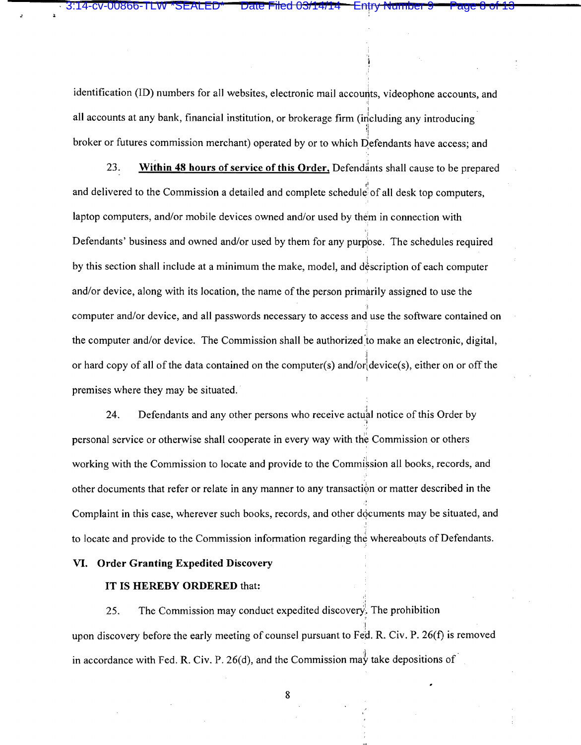identification (ID) numbers for all websites, electronic mail accounts, videophone accounts, and all accounts at any bank, financial institution, or brokerage firm (including any introducing broker or futures commission merchant) operated by or to which Defendants have access; and

23. **Within 48 hours of service of this Order,** Defendants shall cause to be prepared and delivered to the Commission a detailed and complete schedule of all desk top computers, laptop computers, and/or mobile devices owned and/or used by them in connection with Defendants' business and owned and/or used by them for any purpose. The schedules required by this section shall include at a minimum the make, model, and description of each computer and/or device, along with its location, the name of the person primarily assigned to use the computer and/or device, and all passwords necessary to access and use the software contained on the computer and/or device. The Commission shall be authorized to make an electronic, digital, or hard copy of all of the data contained on the computer(s) and/or device(s), either on or off the premises where they may be situated.

24. Defendants and any other persons who receive actual notice of this Order by personal service or otherwise shall cooperate in every way with the Commission or others working with the Commission to locate and provide to the Commission all books, records, and other documents that refer or relate in any manner to any transaction or matter described in the Complaint in this case, wherever such books, records, and other documents may be situated, and to locate and provide to the Commission information regarding the whereabouts of Defendants.

**VI. Order Granting Expedited Discovery**

**IT IS HEREBY ORDERED** that:

25. The Commission may conduct expedited discovery. The prohibition upon discovery before the early meeting of counsel pursuant to Fed. R. Civ. P. 26(f) is removed in accordance with Fed. R. Civ. P. 26(d), and the Commission may take depositions of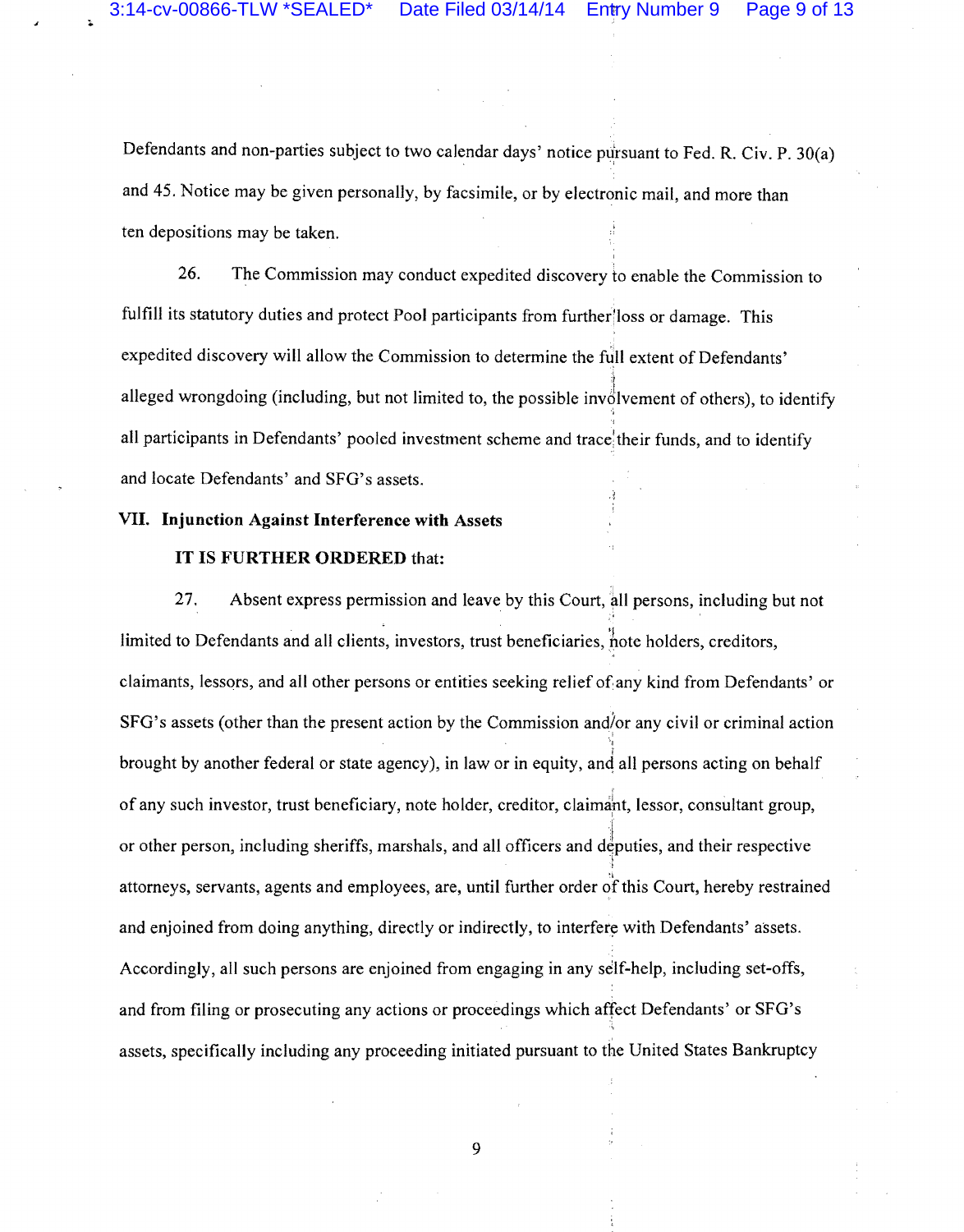Defendants and non-parties subject to two calendar days' notice pursuant to Fed. R. Civ. P. 30(a) and 45. Notice may be given personally, by facsimile, or by electronic mail, and more than ten depositions may be taken.

26. The Commission may conduct expedited discovery to enable the Commission to fulfill its statutory duties and protect Pool participants from further loss or damage. This expedited discovery will allow the Commission to determine the full extent of Defendants' alleged wrongdoing (including, but not limited to, the possible involvement of others), to identify all participants in Defendants' pooled investment scheme and trace their funds, and to identify and locate Defendants' and SFG's assets.

## VII. Injunction Against Interference with Assets

**IT IS FURTHER ORDERED** that:

27. Absent express permission and leave by this Court, all persons, including but not limited to Defendants and all clients, investors, trust beneficiaries, note holders, creditors, claimants, lessors, and all other persons or entities seeking relief of any kind from Defendants' or SFG's assets (other than the present action by the Commission and/or any civil or criminal action brought by another federal or state agency), in law or in equity, and all persons acting on behalf of any such investor, trust beneficiary, note holder, creditor, claimant, lessor, consultant group, or other person, including sheriffs, marshals, and all officers and deputies, and their respective attorneys, servants, agents and employees, are, until further order of this Court, hereby restrained and enjoined from doing anything, directly or indirectly, to interfere with Defendants' assets. Accordingly, all such persons are enjoined from engaging in any self-help, including set-offs, and from filing or prosecuting any actions or proceedings which affect Defendants' or SFG's assets, specifically including any proceeding initiated pursuant to the United States Bankruptcy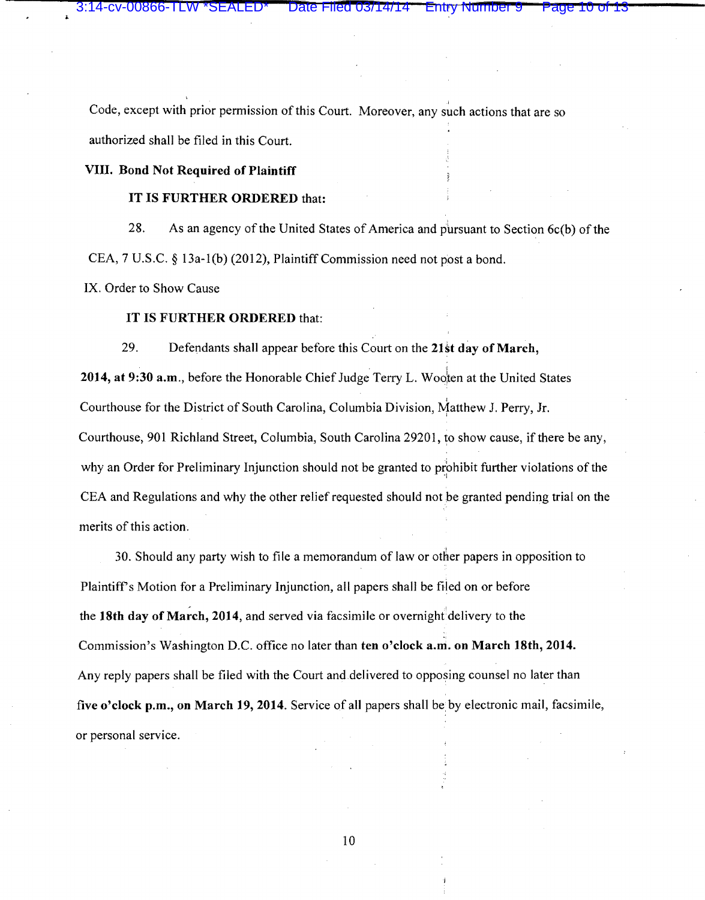Code, except with prior permission of this Court. Moreover, any such actions that are so authorized shall be filed in this Court.

## VIII. Bond Not Required of Plaintiff

**IT IS FURTHER ORDERED** that:

28. As an agency of the United States of America and pursuant to Section 6c(b) of the CEA, 7 U.S.C. § 13a-1(b) (2012), Plaintiff Commission need not post a bond.

## IX. Order to Show Cause

**IT IS FURTHER ORDERED** that:

29. Defendants shall appear before this Court on the **21st day of March, 2014, at 9:30 a.m.**, before the Honorable Chief Judge Terry L. Wooten at the United States Courthouse for the District of South Carolina, Columbia Division, Matthew J. Perry, Jr. Courthouse, 901 Richland Street, Columbia, South Carolina 29201, to show cause, if there be any, why an Order for Preliminary Injunction should not be granted to prohibit further violations of the CEA and Regulations and why the other relief requested should not be granted pending trial on the merits of this action.

30. Should any party wish to file a memorandum of law or other papers in opposition to Plaintiff's Motion for a Preliminary Injunction, all papers shall be filed on or before the **18th day of March, 2014**, and served via facsimile or overnight delivery to the Commission's Washington D.C. office no later than **ten o'clock a.m. on March 18th, 2014.** Any reply papers shall be filed with the Court and delivered to opposing counsel no later than **five o'clock p.m., on March 19, 2014**. Service of all papers shall be by electronic mail, facsimile, or personal service.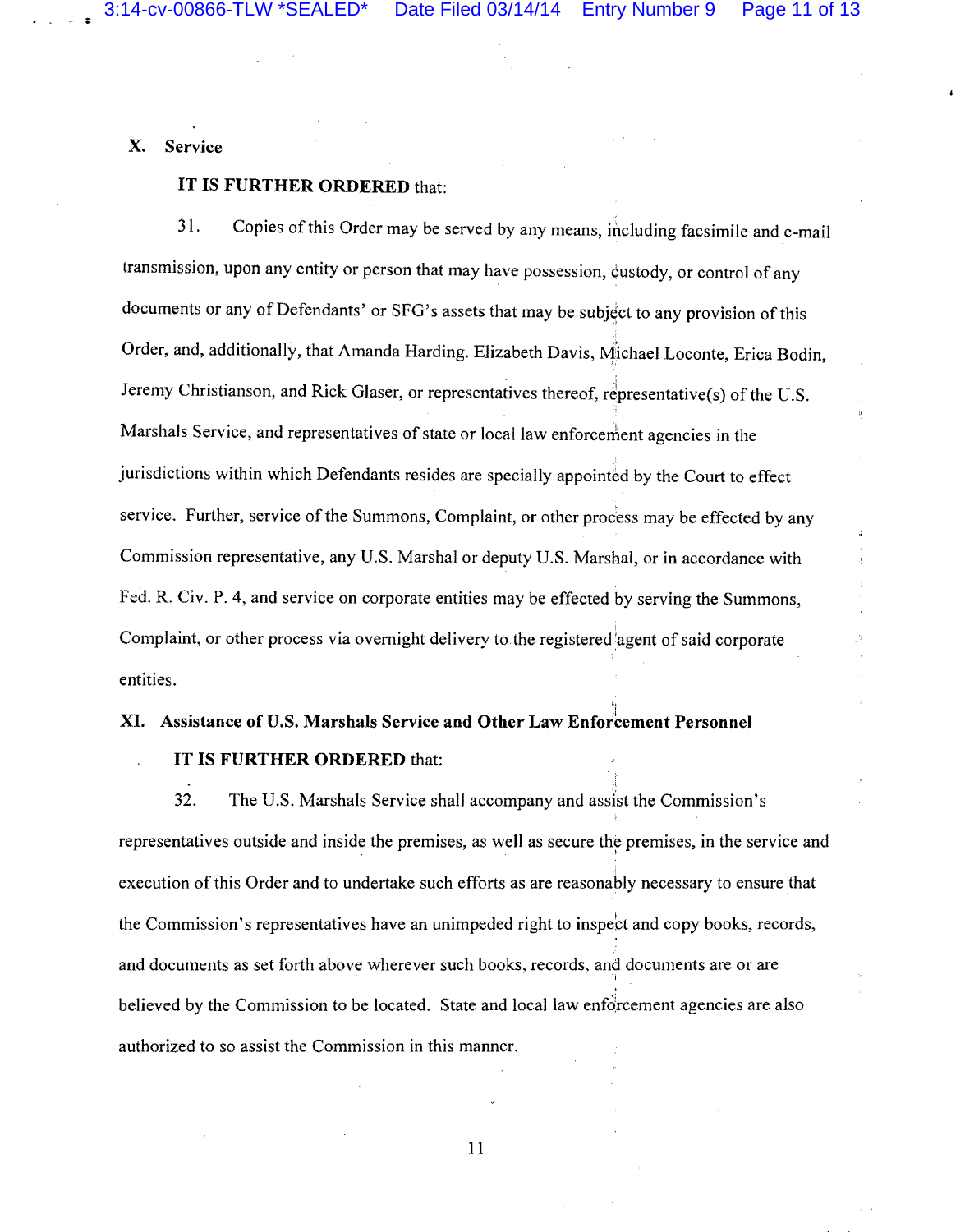## X. Service

**IT IS FURTHER ORDERED** that:

31. Copies of this Order may be served by any means, including facsimile and e-mail transmission, upon any entity or person that may have possession, custody, or control of any documents or any of Defendants' or SFG's assets that may be subject to any provision of this Order, and, additionally, that Amanda Harding. Elizabeth Davis, Michael Loconte, Erica Bodin, Jeremy Christianson, and Rick Glaser, or representatives thereof, representative(s) of the U.S. Marshals Service, and representatives of state or local law enforcement agencies in the jurisdictions within which Defendants resides are specially appointed by the Court to effect service. Further, service of the Summons, Complaint, or other process may be effected by any Commission representative, any U.S. Marshal or deputy U.S. Marshal, or in accordance with Fed. R. Civ. P. 4, and service on corporate entities may be effected by serving the Summons, Complaint, or other process via overnight delivery to the registered agent of said corporate entities.

## XI. Assistance of U.S. Marshals Service and Other Law Enforcement Personnel

**IT IS FURTHER ORDERED** that:

32. The U.S. Marshals Service shall accompany and assist the Commission's representatives outside and inside the premises, as well as secure the premises, in the service and execution of this Order and to undertake such efforts as are reasonably necessary to ensure that the Commission's representatives have an unimpeded right to inspect and copy books, records, and documents as set forth above wherever such books, records, and documents are or are believed by the Commission to be located. State and local law enforcement agencies are also authorized to so assist the Commission in this manner.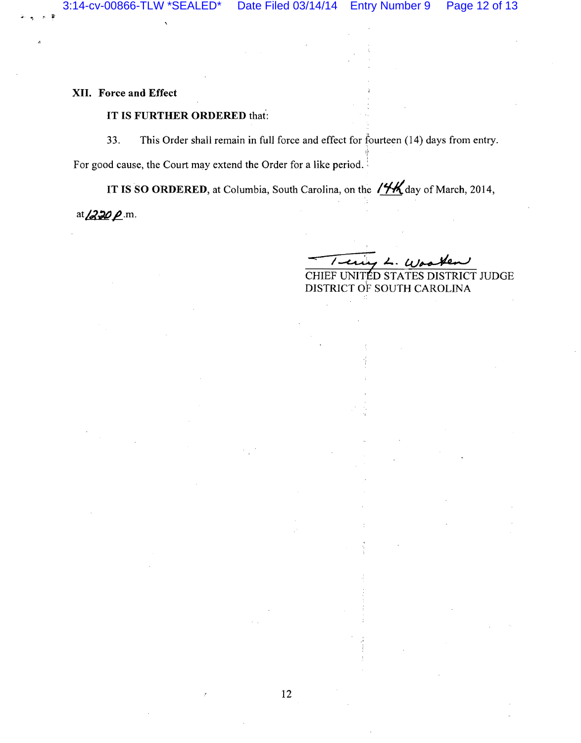## XII. Force and Effect

**IT IS FURTHER ORDERED** that:

33. This Order shall remain in full force and effect for fourteen (14) days from entry. For good cause, the Court may extend the Order for a like period.

**IT IS SO ORDERED**, at Columbia, South Carolina, on the 14th day of March, 2014, at 12:20 p.m.

Terry L. Wooten
CHIEF UNITED STATES DISTRICT JUDGE
DISTRICT OF SOUTH CAROLINA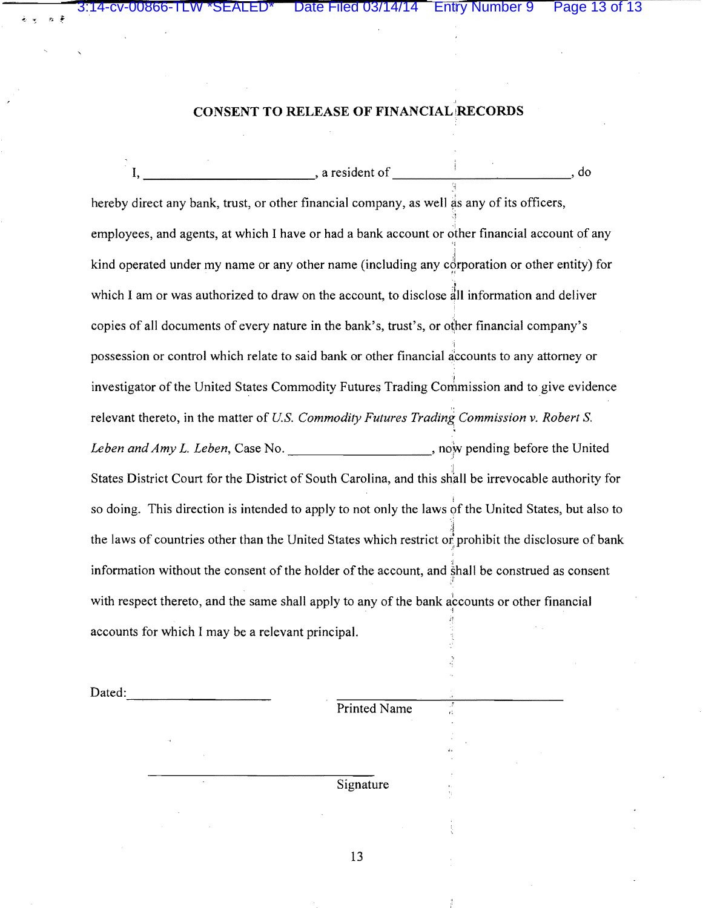**CONSENT TO RELEASE OF FINANCIAL RECORDS**

I, ________________________, a resident of ____________________________, do hereby direct any bank, trust, or other financial company, as well as any of its officers, employees, and agents, at which I have or had a bank account or other financial account of any kind operated under my name or any other name (including any corporation or other entity) for which I am or was authorized to draw on the account, to disclose all information and deliver copies of all documents of every nature in the bank's, trust's, or other financial company's possession or control which relate to said bank or other financial accounts to any attorney or investigator of the United States Commodity Futures Trading Commission and to give evidence relevant thereto, in the matter of *U.S. Commodity Futures Trading Commission v. Robert S. Leben and Amy L. Leben*, Case No. ____________________, now pending before the United States District Court for the District of South Carolina, and this shall be irrevocable authority for so doing. This direction is intended to apply to not only the laws of the United States, but also to the laws of countries other than the United States which restrict or prohibit the disclosure of bank information without the consent of the holder of the account, and shall be construed as consent with respect thereto, and the same shall apply to any of the bank accounts or other financial accounts for which I may be a relevant principal.

Dated: ____________________

____________________________
Printed Name

____________________________
Signature